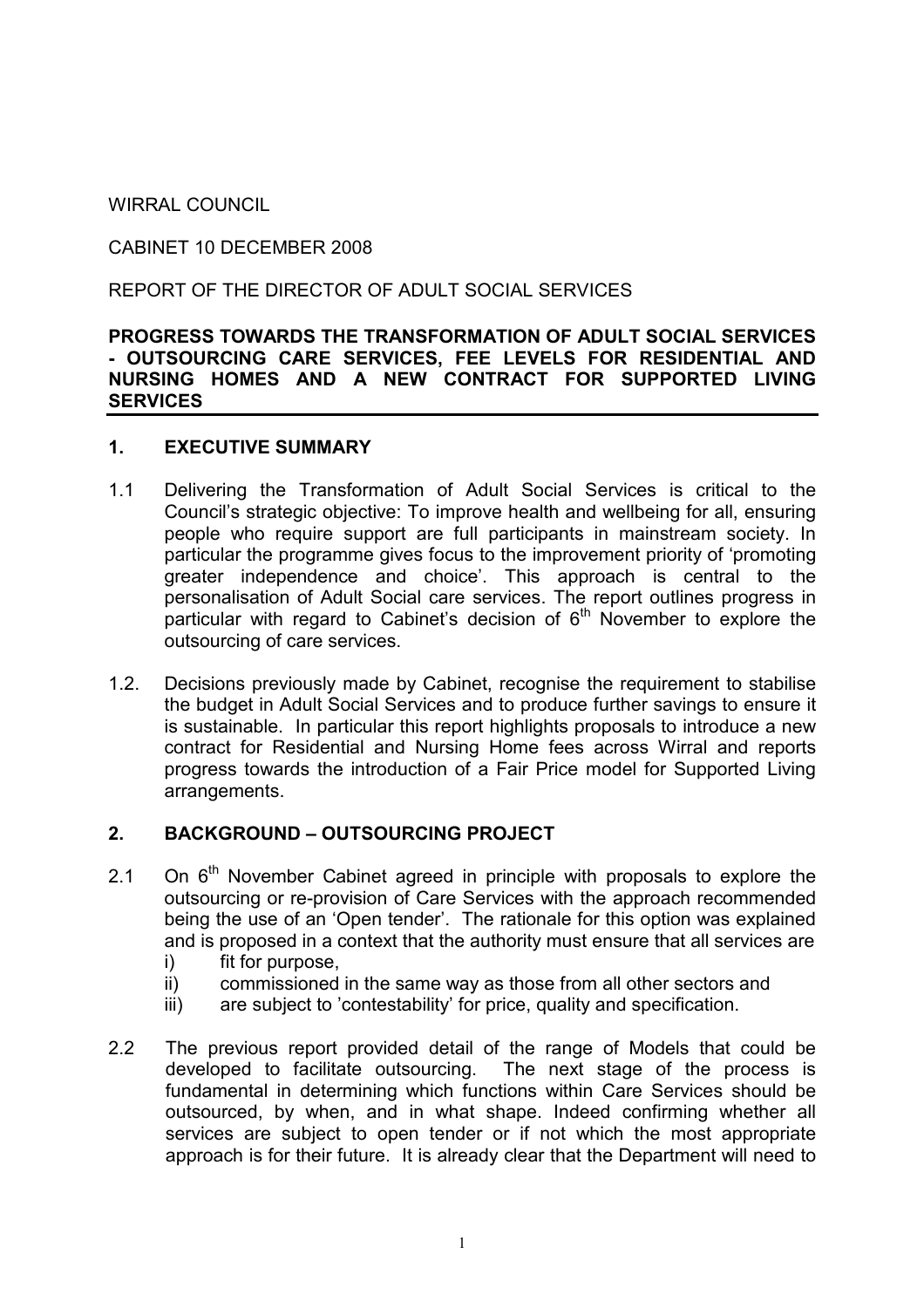WIRRAL COUNCIL

CABINET 10 DECEMBER 2008

REPORT OF THE DIRECTOR OF ADULT SOCIAL SERVICES

**PROGRESS TOWARDS THE TRANSFORMATION OF ADULT SOCIAL SERVICES - OUTSOURCING CARE SERVICES, FEE LEVELS FOR RESIDENTIAL AND NURSING HOMES AND A NEW CONTRACT FOR SUPPORTED LIVING SERVICES**

## 1. EXECUTIVE SUMMARY

1.1 Delivering the Transformation of Adult Social Services is critical to the Council's strategic objective: To improve health and wellbeing for all, ensuring people who require support are full participants in mainstream society. In particular the programme gives focus to the improvement priority of 'promoting greater independence and choice'. This approach is central to the personalisation of Adult Social care services. The report outlines progress in particular with regard to Cabinet's decision of 6th November to explore the outsourcing of care services.

1.2. Decisions previously made by Cabinet, recognise the requirement to stabilise the budget in Adult Social Services and to produce further savings to ensure it is sustainable. In particular this report highlights proposals to introduce a new contract for Residential and Nursing Home fees across Wirral and reports progress towards the introduction of a Fair Price model for Supported Living arrangements.

## 2. BACKGROUND – OUTSOURCING PROJECT

2.1 On 6th November Cabinet agreed in principle with proposals to explore the outsourcing or re-provision of Care Services with the approach recommended being the use of an 'Open tender'. The rationale for this option was explained and is proposed in a context that the authority must ensure that all services are

i) fit for purpose,
ii) commissioned in the same way as those from all other sectors and
iii) are subject to 'contestability' for price, quality and specification.

2.2 The previous report provided detail of the range of Models that could be developed to facilitate outsourcing. The next stage of the process is fundamental in determining which functions within Care Services should be outsourced, by when, and in what shape. Indeed confirming whether all services are subject to open tender or if not which the most appropriate approach is for their future. It is already clear that the Department will need to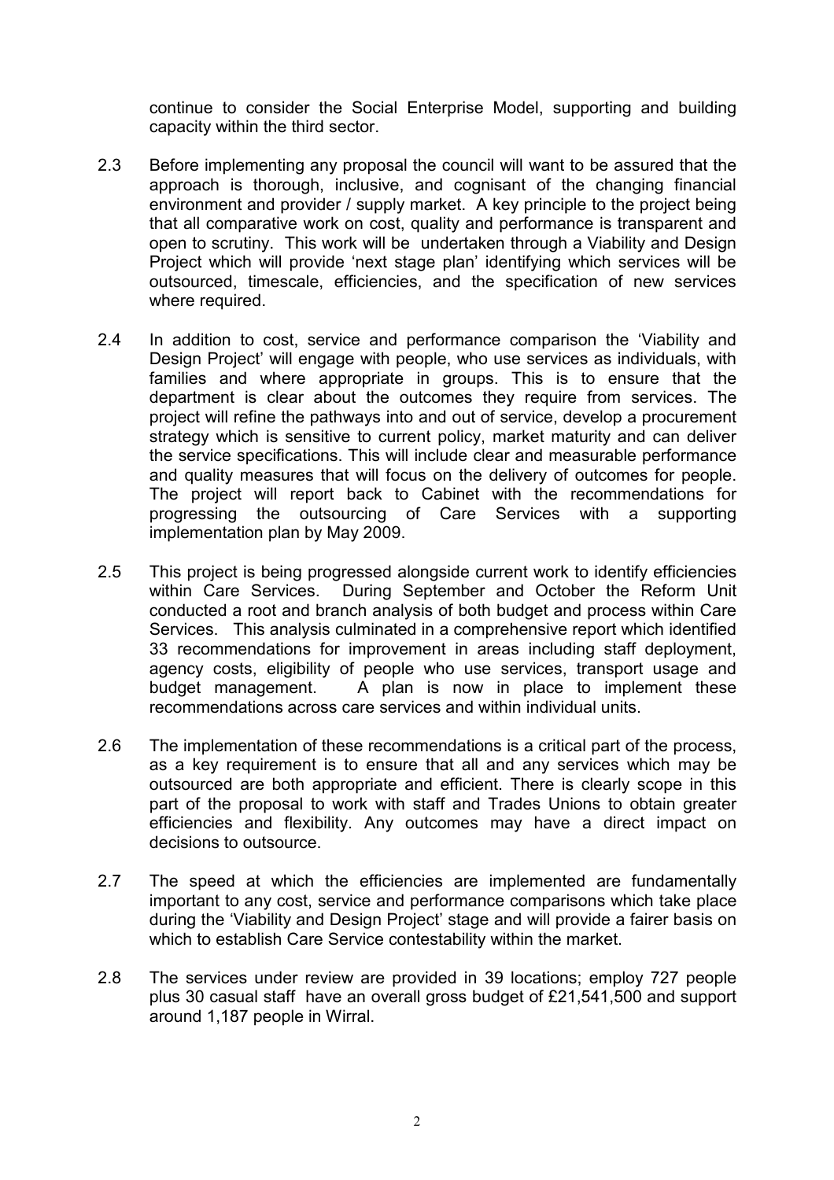continue to consider the Social Enterprise Model, supporting and building capacity within the third sector.

2.3 Before implementing any proposal the council will want to be assured that the approach is thorough, inclusive, and cognisant of the changing financial environment and provider / supply market. A key principle to the project being that all comparative work on cost, quality and performance is transparent and open to scrutiny. This work will be undertaken through a Viability and Design Project which will provide 'next stage plan' identifying which services will be outsourced, timescale, efficiencies, and the specification of new services where required.

2.4 In addition to cost, service and performance comparison the 'Viability and Design Project' will engage with people, who use services as individuals, with families and where appropriate in groups. This is to ensure that the department is clear about the outcomes they require from services. The project will refine the pathways into and out of service, develop a procurement strategy which is sensitive to current policy, market maturity and can deliver the service specifications. This will include clear and measurable performance and quality measures that will focus on the delivery of outcomes for people. The project will report back to Cabinet with the recommendations for progressing the outsourcing of Care Services with a supporting implementation plan by May 2009.

2.5 This project is being progressed alongside current work to identify efficiencies within Care Services. During September and October the Reform Unit conducted a root and branch analysis of both budget and process within Care Services. This analysis culminated in a comprehensive report which identified 33 recommendations for improvement in areas including staff deployment, agency costs, eligibility of people who use services, transport usage and budget management. A plan is now in place to implement these recommendations across care services and within individual units.

2.6 The implementation of these recommendations is a critical part of the process, as a key requirement is to ensure that all and any services which may be outsourced are both appropriate and efficient. There is clearly scope in this part of the proposal to work with staff and Trades Unions to obtain greater efficiencies and flexibility. Any outcomes may have a direct impact on decisions to outsource.

2.7 The speed at which the efficiencies are implemented are fundamentally important to any cost, service and performance comparisons which take place during the 'Viability and Design Project' stage and will provide a fairer basis on which to establish Care Service contestability within the market.

2.8 The services under review are provided in 39 locations; employ 727 people plus 30 casual staff have an overall gross budget of £21,541,500 and support around 1,187 people in Wirral.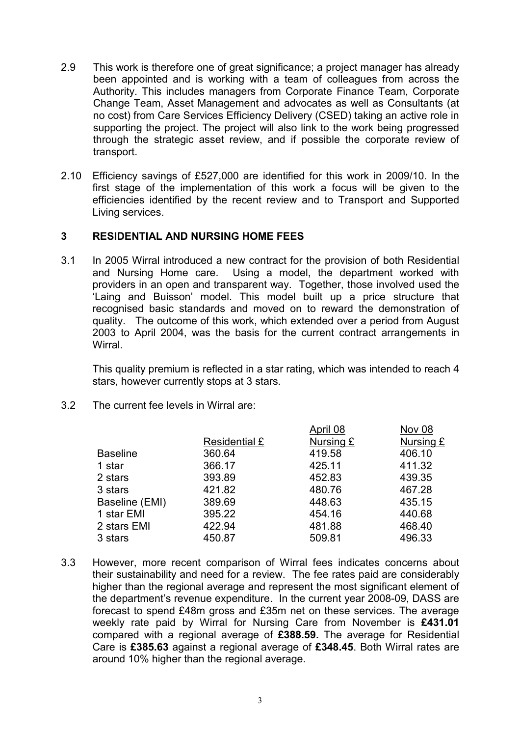2.9 This work is therefore one of great significance; a project manager has already been appointed and is working with a team of colleagues from across the Authority. This includes managers from Corporate Finance Team, Corporate Change Team, Asset Management and advocates as well as Consultants (at no cost) from Care Services Efficiency Delivery (CSED) taking an active role in supporting the project. The project will also link to the work being progressed through the strategic asset review, and if possible the corporate review of transport.

2.10 Efficiency savings of £527,000 are identified for this work in 2009/10. In the first stage of the implementation of this work a focus will be given to the efficiencies identified by the recent review and to Transport and Supported Living services.

## 3 RESIDENTIAL AND NURSING HOME FEES

3.1 In 2005 Wirral introduced a new contract for the provision of both Residential and Nursing Home care. Using a model, the department worked with providers in an open and transparent way. Together, those involved used the 'Laing and Buisson' model. This model built up a price structure that recognised basic standards and moved on to reward the demonstration of quality. The outcome of this work, which extended over a period from August 2003 to April 2004, was the basis for the current contract arrangements in Wirral.

This quality premium is reflected in a star rating, which was intended to reach 4 stars, however currently stops at 3 stars.

3.2 The current fee levels in Wirral are:

| | Residential £ | April 08 Nursing £ | Nov 08 Nursing £ |
|---|---|---|---|
| Baseline | 360.64 | 419.58 | 406.10 |
| 1 star | 366.17 | 425.11 | 411.32 |
| 2 stars | 393.89 | 452.83 | 439.35 |
| 3 stars | 421.82 | 480.76 | 467.28 |
| Baseline (EMI) | 389.69 | 448.63 | 435.15 |
| 1 star EMI | 395.22 | 454.16 | 440.68 |
| 2 stars EMI | 422.94 | 481.88 | 468.40 |
| 3 stars | 450.87 | 509.81 | 496.33 |

3.3 However, more recent comparison of Wirral fees indicates concerns about their sustainability and need for a review. The fee rates paid are considerably higher than the regional average and represent the most significant element of the department's revenue expenditure. In the current year 2008-09, DASS are forecast to spend £48m gross and £35m net on these services. The average weekly rate paid by Wirral for Nursing Care from November is **£431.01** compared with a regional average of **£388.59.** The average for Residential Care is **£385.63** against a regional average of **£348.45**. Both Wirral rates are around 10% higher than the regional average.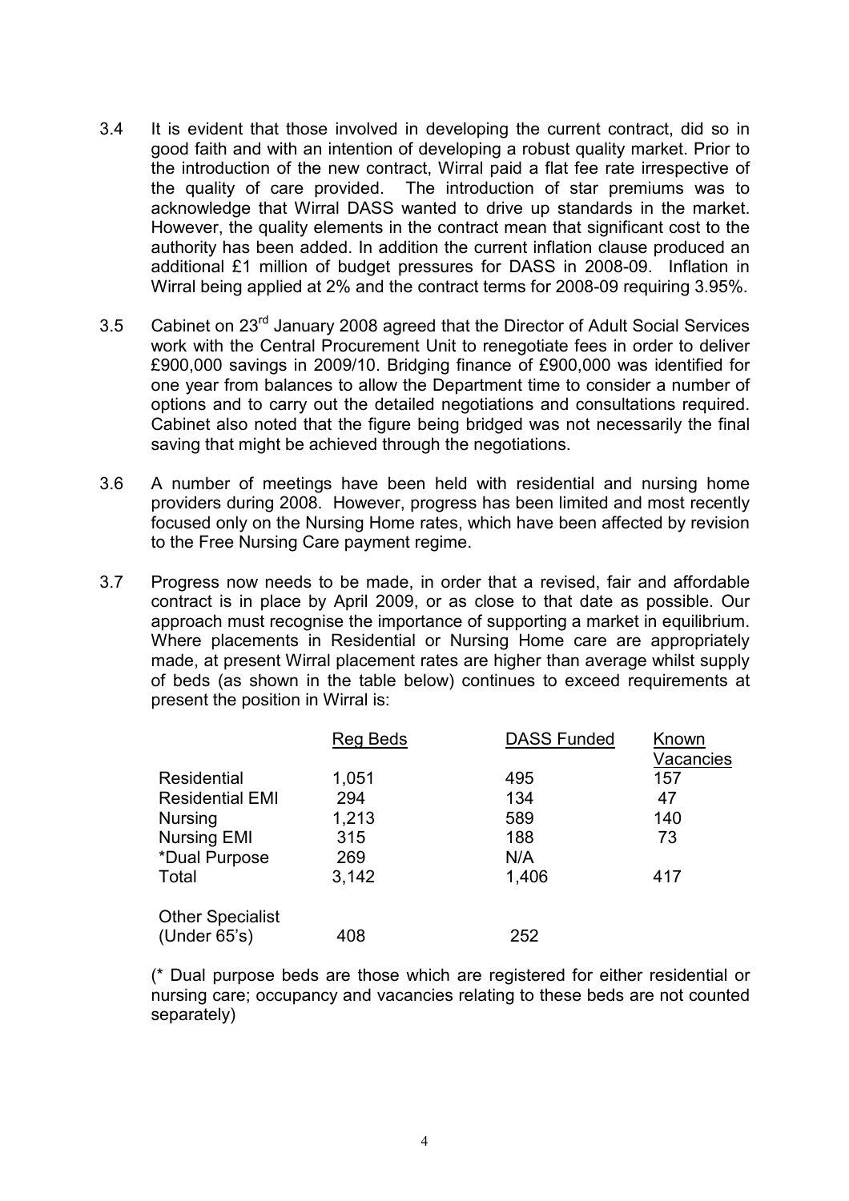3.4 It is evident that those involved in developing the current contract, did so in good faith and with an intention of developing a robust quality market. Prior to the introduction of the new contract, Wirral paid a flat fee rate irrespective of the quality of care provided. The introduction of star premiums was to acknowledge that Wirral DASS wanted to drive up standards in the market. However, the quality elements in the contract mean that significant cost to the authority has been added. In addition the current inflation clause produced an additional £1 million of budget pressures for DASS in 2008-09. Inflation in Wirral being applied at 2% and the contract terms for 2008-09 requiring 3.95%.

3.5 Cabinet on 23rd January 2008 agreed that the Director of Adult Social Services work with the Central Procurement Unit to renegotiate fees in order to deliver £900,000 savings in 2009/10. Bridging finance of £900,000 was identified for one year from balances to allow the Department time to consider a number of options and to carry out the detailed negotiations and consultations required. Cabinet also noted that the figure being bridged was not necessarily the final saving that might be achieved through the negotiations.

3.6 A number of meetings have been held with residential and nursing home providers during 2008. However, progress has been limited and most recently focused only on the Nursing Home rates, which have been affected by revision to the Free Nursing Care payment regime.

3.7 Progress now needs to be made, in order that a revised, fair and affordable contract is in place by April 2009, or as close to that date as possible. Our approach must recognise the importance of supporting a market in equilibrium. Where placements in Residential or Nursing Home care are appropriately made, at present Wirral placement rates are higher than average whilst supply of beds (as shown in the table below) continues to exceed requirements at present the position in Wirral is:

| | Reg Beds | DASS Funded | Known Vacancies |
|---|---|---|---|
| Residential | 1,051 | 495 | 157 |
| Residential EMI | 294 | 134 | 47 |
| Nursing | 1,213 | 589 | 140 |
| Nursing EMI | 315 | 188 | 73 |
| *Dual Purpose | 269 | N/A | |
| Total | 3,142 | 1,406 | 417 |
| | | | |
| Other Specialist (Under 65's) | 408 | 252 | |

(* Dual purpose beds are those which are registered for either residential or nursing care; occupancy and vacancies relating to these beds are not counted separately)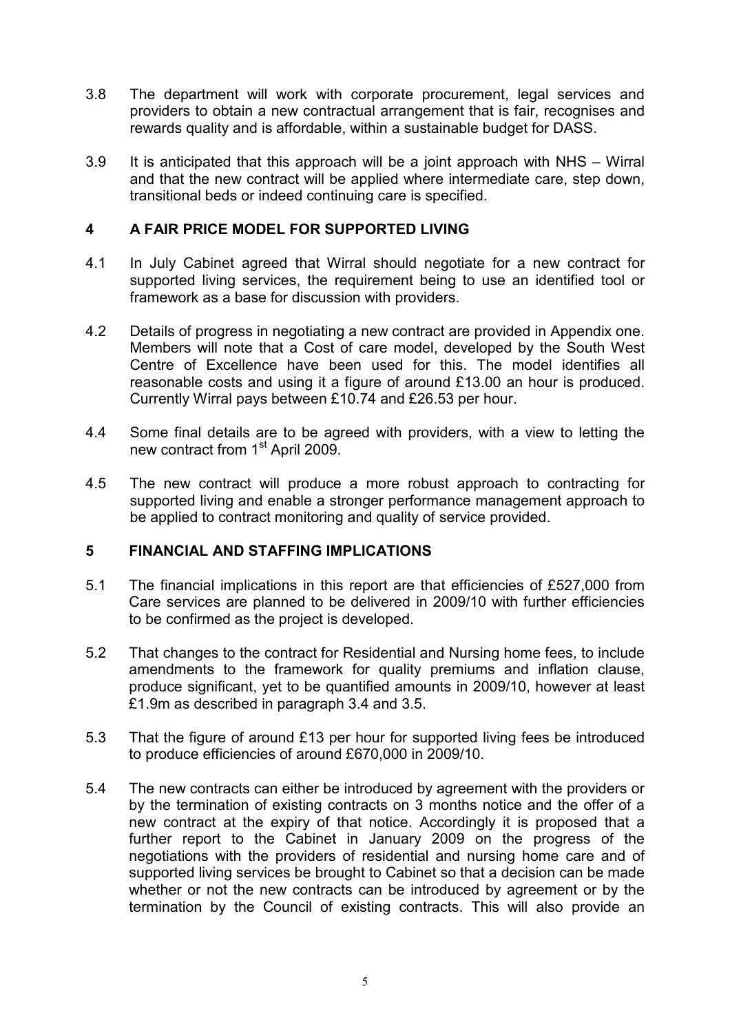3.8 The department will work with corporate procurement, legal services and providers to obtain a new contractual arrangement that is fair, recognises and rewards quality and is affordable, within a sustainable budget for DASS.

3.9 It is anticipated that this approach will be a joint approach with NHS – Wirral and that the new contract will be applied where intermediate care, step down, transitional beds or indeed continuing care is specified.

## 4 A FAIR PRICE MODEL FOR SUPPORTED LIVING

4.1 In July Cabinet agreed that Wirral should negotiate for a new contract for supported living services, the requirement being to use an identified tool or framework as a base for discussion with providers.

4.2 Details of progress in negotiating a new contract are provided in Appendix one. Members will note that a Cost of care model, developed by the South West Centre of Excellence have been used for this. The model identifies all reasonable costs and using it a figure of around £13.00 an hour is produced. Currently Wirral pays between £10.74 and £26.53 per hour.

4.4 Some final details are to be agreed with providers, with a view to letting the new contract from 1st April 2009.

4.5 The new contract will produce a more robust approach to contracting for supported living and enable a stronger performance management approach to be applied to contract monitoring and quality of service provided.

## 5 FINANCIAL AND STAFFING IMPLICATIONS

5.1 The financial implications in this report are that efficiencies of £527,000 from Care services are planned to be delivered in 2009/10 with further efficiencies to be confirmed as the project is developed.

5.2 That changes to the contract for Residential and Nursing home fees, to include amendments to the framework for quality premiums and inflation clause, produce significant, yet to be quantified amounts in 2009/10, however at least £1.9m as described in paragraph 3.4 and 3.5.

5.3 That the figure of around £13 per hour for supported living fees be introduced to produce efficiencies of around £670,000 in 2009/10.

5.4 The new contracts can either be introduced by agreement with the providers or by the termination of existing contracts on 3 months notice and the offer of a new contract at the expiry of that notice. Accordingly it is proposed that a further report to the Cabinet in January 2009 on the progress of the negotiations with the providers of residential and nursing home care and of supported living services be brought to Cabinet so that a decision can be made whether or not the new contracts can be introduced by agreement or by the termination by the Council of existing contracts. This will also provide an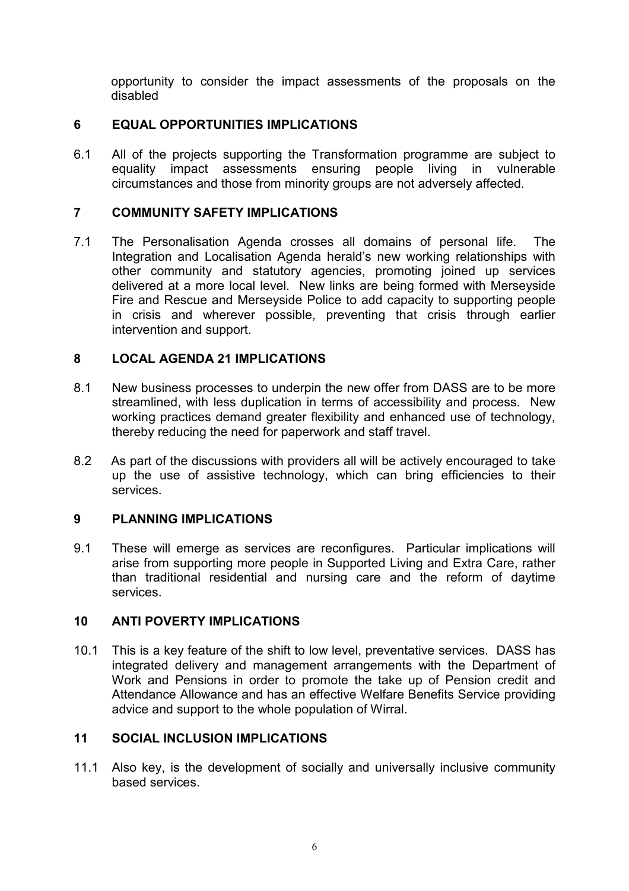opportunity to consider the impact assessments of the proposals on the disabled

## 6 EQUAL OPPORTUNITIES IMPLICATIONS

6.1 All of the projects supporting the Transformation programme are subject to equality impact assessments ensuring people living in vulnerable circumstances and those from minority groups are not adversely affected.

## 7 COMMUNITY SAFETY IMPLICATIONS

7.1 The Personalisation Agenda crosses all domains of personal life. The Integration and Localisation Agenda herald's new working relationships with other community and statutory agencies, promoting joined up services delivered at a more local level. New links are being formed with Merseyside Fire and Rescue and Merseyside Police to add capacity to supporting people in crisis and wherever possible, preventing that crisis through earlier intervention and support.

## 8 LOCAL AGENDA 21 IMPLICATIONS

8.1 New business processes to underpin the new offer from DASS are to be more streamlined, with less duplication in terms of accessibility and process. New working practices demand greater flexibility and enhanced use of technology, thereby reducing the need for paperwork and staff travel.

8.2 As part of the discussions with providers all will be actively encouraged to take up the use of assistive technology, which can bring efficiencies to their services.

## 9 PLANNING IMPLICATIONS

9.1 These will emerge as services are reconfigures. Particular implications will arise from supporting more people in Supported Living and Extra Care, rather than traditional residential and nursing care and the reform of daytime services.

## 10 ANTI POVERTY IMPLICATIONS

10.1 This is a key feature of the shift to low level, preventative services. DASS has integrated delivery and management arrangements with the Department of Work and Pensions in order to promote the take up of Pension credit and Attendance Allowance and has an effective Welfare Benefits Service providing advice and support to the whole population of Wirral.

## 11 SOCIAL INCLUSION IMPLICATIONS

11.1 Also key, is the development of socially and universally inclusive community based services.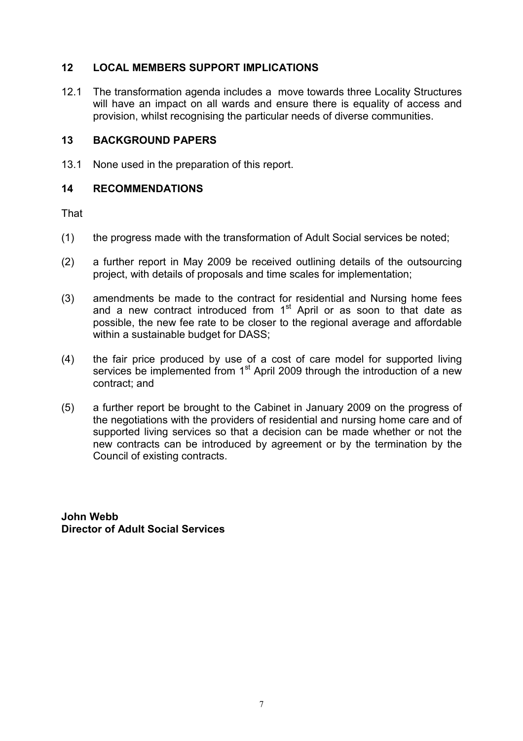## 12 LOCAL MEMBERS SUPPORT IMPLICATIONS

12.1 The transformation agenda includes a move towards three Locality Structures will have an impact on all wards and ensure there is equality of access and provision, whilst recognising the particular needs of diverse communities.

## 13 BACKGROUND PAPERS

13.1 None used in the preparation of this report.

## 14 RECOMMENDATIONS

That

(1) the progress made with the transformation of Adult Social services be noted;

(2) a further report in May 2009 be received outlining details of the outsourcing project, with details of proposals and time scales for implementation;

(3) amendments be made to the contract for residential and Nursing home fees and a new contract introduced from 1st April or as soon to that date as possible, the new fee rate to be closer to the regional average and affordable within a sustainable budget for DASS;

(4) the fair price produced by use of a cost of care model for supported living services be implemented from 1st April 2009 through the introduction of a new contract; and

(5) a further report be brought to the Cabinet in January 2009 on the progress of the negotiations with the providers of residential and nursing home care and of supported living services so that a decision can be made whether or not the new contracts can be introduced by agreement or by the termination by the Council of existing contracts.

**John Webb**
**Director of Adult Social Services**